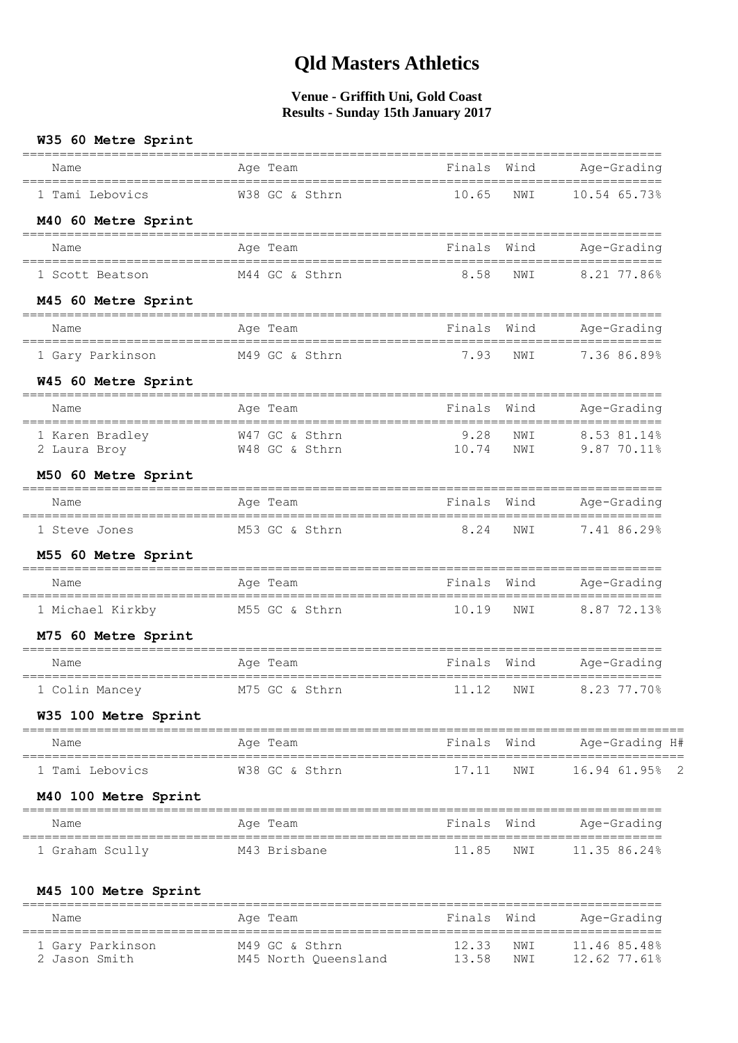# Qld Masters Athletics

**Venue - Griffith Uni, Gold Coast**
**Results - Sunday 15th January 2017**

### W35 60 Metre Sprint

| Name | Age | Team | Finals | Wind | Age-Grading | |
|---|---|---|---|---|---|---|
| 1 Tami Lebovics | W38 | GC & Sthrn | 10.65 | NWI | 10.54 | 65.73% |

### M40 60 Metre Sprint

| Name | Age | Team | Finals | Wind | Age-Grading | |
|---|---|---|---|---|---|---|
| 1 Scott Beatson | M44 | GC & Sthrn | 8.58 | NWI | 8.21 | 77.86% |

### M45 60 Metre Sprint

| Name | Age | Team | Finals | Wind | Age-Grading | |
|---|---|---|---|---|---|---|
| 1 Gary Parkinson | M49 | GC & Sthrn | 7.93 | NWI | 7.36 | 86.89% |

### W45 60 Metre Sprint

| Name | Age | Team | Finals | Wind | Age-Grading | |
|---|---|---|---|---|---|---|
| 1 Karen Bradley | W47 | GC & Sthrn | 9.28 | NWI | 8.53 | 81.14% |
| 2 Laura Broy | W48 | GC & Sthrn | 10.74 | NWI | 9.87 | 70.11% |

### M50 60 Metre Sprint

| Name | Age | Team | Finals | Wind | Age-Grading | |
|---|---|---|---|---|---|---|
| 1 Steve Jones | M53 | GC & Sthrn | 8.24 | NWI | 7.41 | 86.29% |

### M55 60 Metre Sprint

| Name | Age | Team | Finals | Wind | Age-Grading | |
|---|---|---|---|---|---|---|
| 1 Michael Kirkby | M55 | GC & Sthrn | 10.19 | NWI | 8.87 | 72.13% |

### M75 60 Metre Sprint

| Name | Age | Team | Finals | Wind | Age-Grading | |
|---|---|---|---|---|---|---|
| 1 Colin Mancey | M75 | GC & Sthrn | 11.12 | NWI | 8.23 | 77.70% |

### W35 100 Metre Sprint

| Name | Age | Team | Finals | Wind | Age-Grading | | H# |
|---|---|---|---|---|---|---|---|
| 1 Tami Lebovics | W38 | GC & Sthrn | 17.11 | NWI | 16.94 | 61.95% | 2 |

### M40 100 Metre Sprint

| Name | Age | Team | Finals | Wind | Age-Grading | |
|---|---|---|---|---|---|---|
| 1 Graham Scully | M43 | Brisbane | 11.85 | NWI | 11.35 | 86.24% |

### M45 100 Metre Sprint

| Name | Age | Team | Finals | Wind | Age-Grading | |
|---|---|---|---|---|---|---|
| 1 Gary Parkinson | M49 | GC & Sthrn | 12.33 | NWI | 11.46 | 85.48% |
| 2 Jason Smith | M45 | North Queensland | 13.58 | NWI | 12.62 | 77.61% |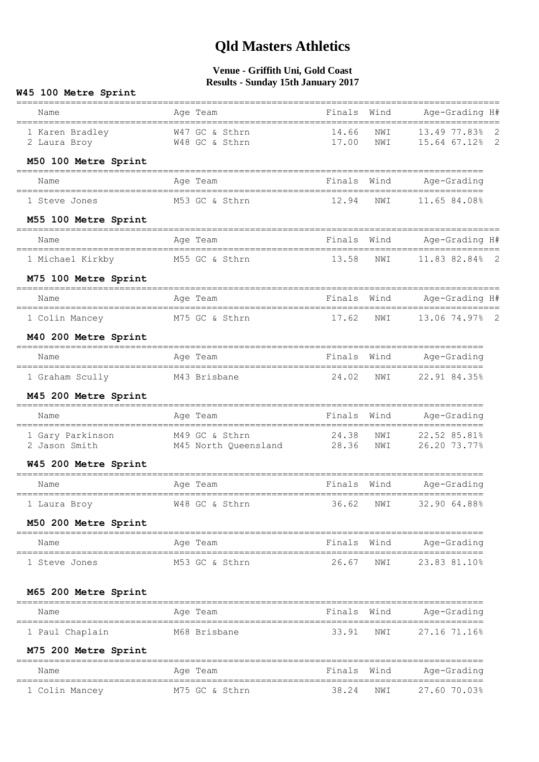# Qld Masters Athletics

**Venue - Griffith Uni, Gold Coast**
**Results - Sunday 15th January 2017**

### W45 100 Metre Sprint

| Name | Age | Team | Finals | Wind | Age-Grading | | H# |
|---|---|---|---|---|---|---|---|
| 1 Karen Bradley | W47 | GC & Sthrn | 14.66 | NWI | 13.49 | 77.83% | 2 |
| 2 Laura Broy | W48 | GC & Sthrn | 17.00 | NWI | 15.64 | 67.12% | 2 |

### M50 100 Metre Sprint

| Name | Age | Team | Finals | Wind | Age-Grading | |
|---|---|---|---|---|---|---|
| 1 Steve Jones | M53 | GC & Sthrn | 12.94 | NWI | 11.65 | 84.08% |

### M55 100 Metre Sprint

| Name | Age | Team | Finals | Wind | Age-Grading | | H# |
|---|---|---|---|---|---|---|---|
| 1 Michael Kirkby | M55 | GC & Sthrn | 13.58 | NWI | 11.83 | 82.84% | 2 |

### M75 100 Metre Sprint

| Name | Age | Team | Finals | Wind | Age-Grading | | H# |
|---|---|---|---|---|---|---|---|
| 1 Colin Mancey | M75 | GC & Sthrn | 17.62 | NWI | 13.06 | 74.97% | 2 |

### M40 200 Metre Sprint

| Name | Age | Team | Finals | Wind | Age-Grading | |
|---|---|---|---|---|---|---|
| 1 Graham Scully | M43 | Brisbane | 24.02 | NWI | 22.91 | 84.35% |

### M45 200 Metre Sprint

| Name | Age | Team | Finals | Wind | Age-Grading | |
|---|---|---|---|---|---|---|
| 1 Gary Parkinson | M49 | GC & Sthrn | 24.38 | NWI | 22.52 | 85.81% |
| 2 Jason Smith | M45 | North Queensland | 28.36 | NWI | 26.20 | 73.77% |

### W45 200 Metre Sprint

| Name | Age | Team | Finals | Wind | Age-Grading | |
|---|---|---|---|---|---|---|
| 1 Laura Broy | W48 | GC & Sthrn | 36.62 | NWI | 32.90 | 64.88% |

### M50 200 Metre Sprint

| Name | Age | Team | Finals | Wind | Age-Grading | |
|---|---|---|---|---|---|---|
| 1 Steve Jones | M53 | GC & Sthrn | 26.67 | NWI | 23.83 | 81.10% |

### M65 200 Metre Sprint

| Name | Age | Team | Finals | Wind | Age-Grading | |
|---|---|---|---|---|---|---|
| 1 Paul Chaplain | M68 | Brisbane | 33.91 | NWI | 27.16 | 71.16% |

### M75 200 Metre Sprint

| Name | Age | Team | Finals | Wind | Age-Grading | |
|---|---|---|---|---|---|---|
| 1 Colin Mancey | M75 | GC & Sthrn | 38.24 | NWI | 27.60 | 70.03% |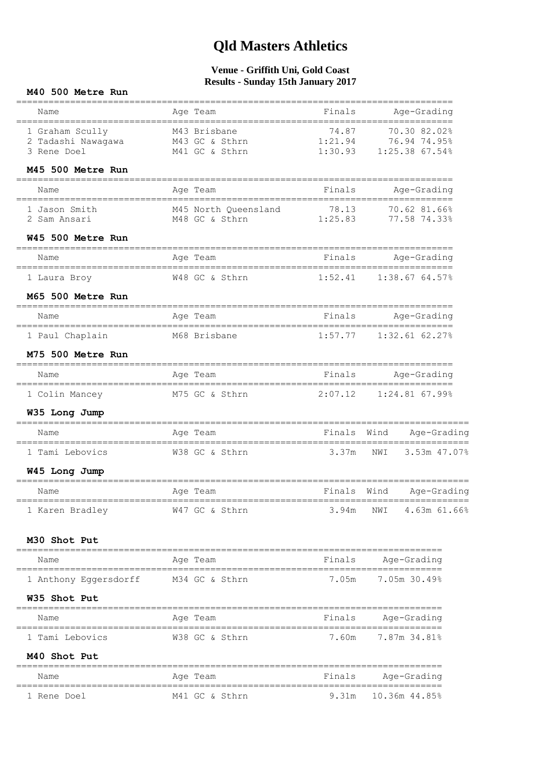# Qld Masters Athletics

**Venue - Griffith Uni, Gold Coast**
**Results - Sunday 15th January 2017**

### M40 500 Metre Run

| Name | Age | Team | Finals | Age-Grading | |
|---|---|---|---|---|---|
| 1 Graham Scully | M43 | Brisbane | 74.87 | 70.30 | 82.02% |
| 2 Tadashi Nawagawa | M43 | GC & Sthrn | 1:21.94 | 76.94 | 74.95% |
| 3 Rene Doel | M41 | GC & Sthrn | 1:30.93 | 1:25.38 | 67.54% |

### M45 500 Metre Run

| Name | Age | Team | Finals | Age-Grading | |
|---|---|---|---|---|---|
| 1 Jason Smith | M45 | North Queensland | 78.13 | 70.62 | 81.66% |
| 2 Sam Ansari | M48 | GC & Sthrn | 1:25.83 | 77.58 | 74.33% |

### W45 500 Metre Run

| Name | Age | Team | Finals | Age-Grading | |
|---|---|---|---|---|---|
| 1 Laura Broy | W48 | GC & Sthrn | 1:52.41 | 1:38.67 | 64.57% |

### M65 500 Metre Run

| Name | Age | Team | Finals | Age-Grading | |
|---|---|---|---|---|---|
| 1 Paul Chaplain | M68 | Brisbane | 1:57.77 | 1:32.61 | 62.27% |

### M75 500 Metre Run

| Name | Age | Team | Finals | Age-Grading | |
|---|---|---|---|---|---|
| 1 Colin Mancey | M75 | GC & Sthrn | 2:07.12 | 1:24.81 | 67.99% |

### W35 Long Jump

| Name | Age | Team | Finals | Wind | Age-Grading | |
|---|---|---|---|---|---|---|
| 1 Tami Lebovics | W38 | GC & Sthrn | 3.37m | NWI | 3.53m | 47.07% |

### W45 Long Jump

| Name | Age | Team | Finals | Wind | Age-Grading | |
|---|---|---|---|---|---|---|
| 1 Karen Bradley | W47 | GC & Sthrn | 3.94m | NWI | 4.63m | 61.66% |

### M30 Shot Put

| Name | Age | Team | Finals | Age-Grading | |
|---|---|---|---|---|---|
| 1 Anthony Eggersdorff | M34 | GC & Sthrn | 7.05m | 7.05m | 30.49% |

### W35 Shot Put

| Name | Age | Team | Finals | Age-Grading | |
|---|---|---|---|---|---|
| 1 Tami Lebovics | W38 | GC & Sthrn | 7.60m | 7.87m | 34.81% |

### M40 Shot Put

| Name | Age | Team | Finals | Age-Grading | |
|---|---|---|---|---|---|
| 1 Rene Doel | M41 | GC & Sthrn | 9.31m | 10.36m | 44.85% |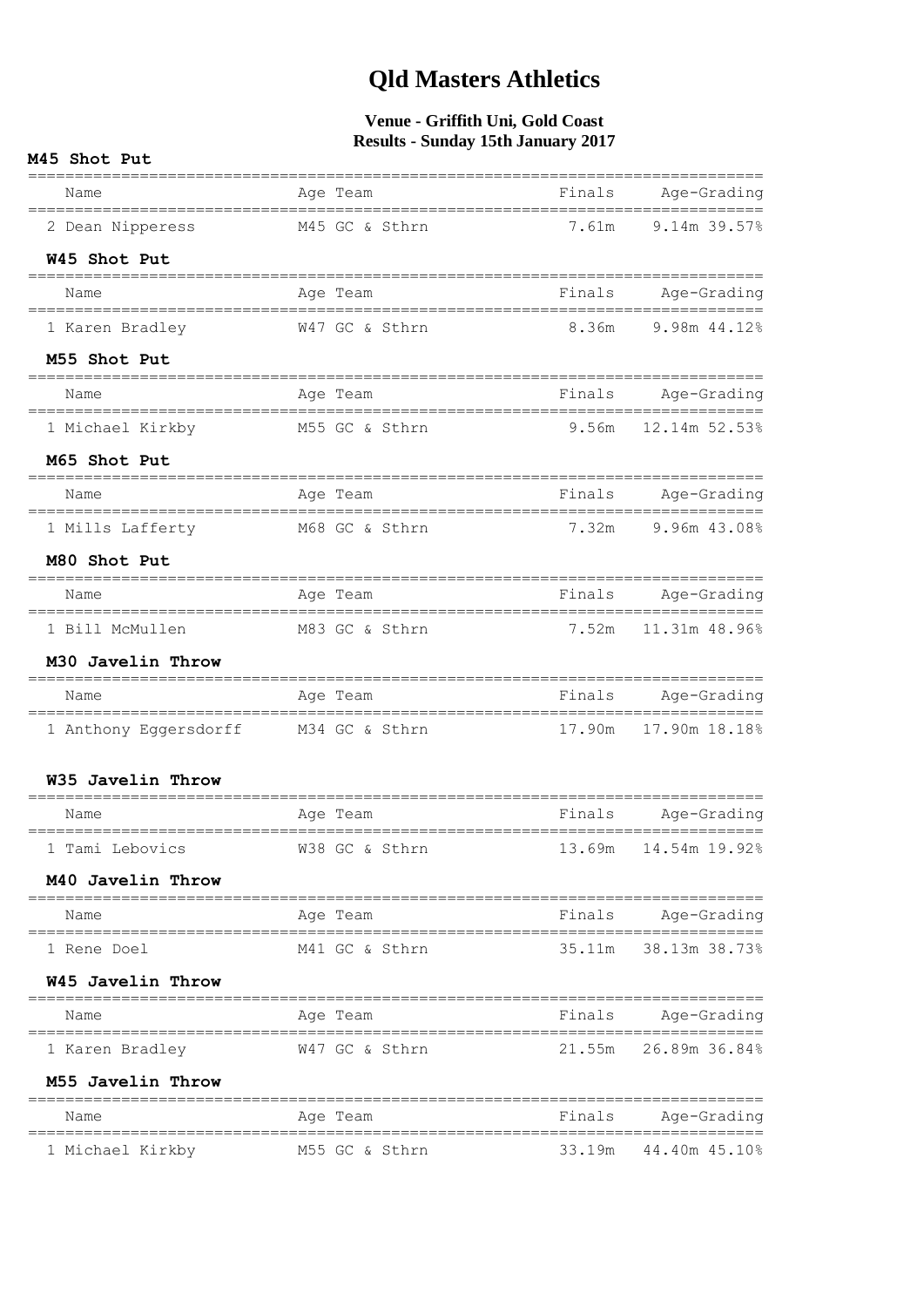# Qld Masters Athletics

**Venue - Griffith Uni, Gold Coast**
**Results - Sunday 15th January 2017**

### M45 Shot Put

| Name | Age | Team | Finals | Age-Grading |
|---|---|---|---|---|
| 2 Dean Nipperess | M45 | GC & Sthrn | 7.61m | 9.14m 39.57% |

### W45 Shot Put

| Name | Age | Team | Finals | Age-Grading |
|---|---|---|---|---|
| 1 Karen Bradley | W47 | GC & Sthrn | 8.36m | 9.98m 44.12% |

### M55 Shot Put

| Name | Age | Team | Finals | Age-Grading |
|---|---|---|---|---|
| 1 Michael Kirkby | M55 | GC & Sthrn | 9.56m | 12.14m 52.53% |

### M65 Shot Put

| Name | Age | Team | Finals | Age-Grading |
|---|---|---|---|---|
| 1 Mills Lafferty | M68 | GC & Sthrn | 7.32m | 9.96m 43.08% |

### M80 Shot Put

| Name | Age | Team | Finals | Age-Grading |
|---|---|---|---|---|
| 1 Bill McMullen | M83 | GC & Sthrn | 7.52m | 11.31m 48.96% |

### M30 Javelin Throw

| Name | Age | Team | Finals | Age-Grading |
|---|---|---|---|---|
| 1 Anthony Eggersdorff | M34 | GC & Sthrn | 17.90m | 17.90m 18.18% |

### W35 Javelin Throw

| Name | Age | Team | Finals | Age-Grading |
|---|---|---|---|---|
| 1 Tami Lebovics | W38 | GC & Sthrn | 13.69m | 14.54m 19.92% |

### M40 Javelin Throw

| Name | Age | Team | Finals | Age-Grading |
|---|---|---|---|---|
| 1 Rene Doel | M41 | GC & Sthrn | 35.11m | 38.13m 38.73% |

### W45 Javelin Throw

| Name | Age | Team | Finals | Age-Grading |
|---|---|---|---|---|
| 1 Karen Bradley | W47 | GC & Sthrn | 21.55m | 26.89m 36.84% |

### M55 Javelin Throw

| Name | Age | Team | Finals | Age-Grading |
|---|---|---|---|---|
| 1 Michael Kirkby | M55 | GC & Sthrn | 33.19m | 44.40m 45.10% |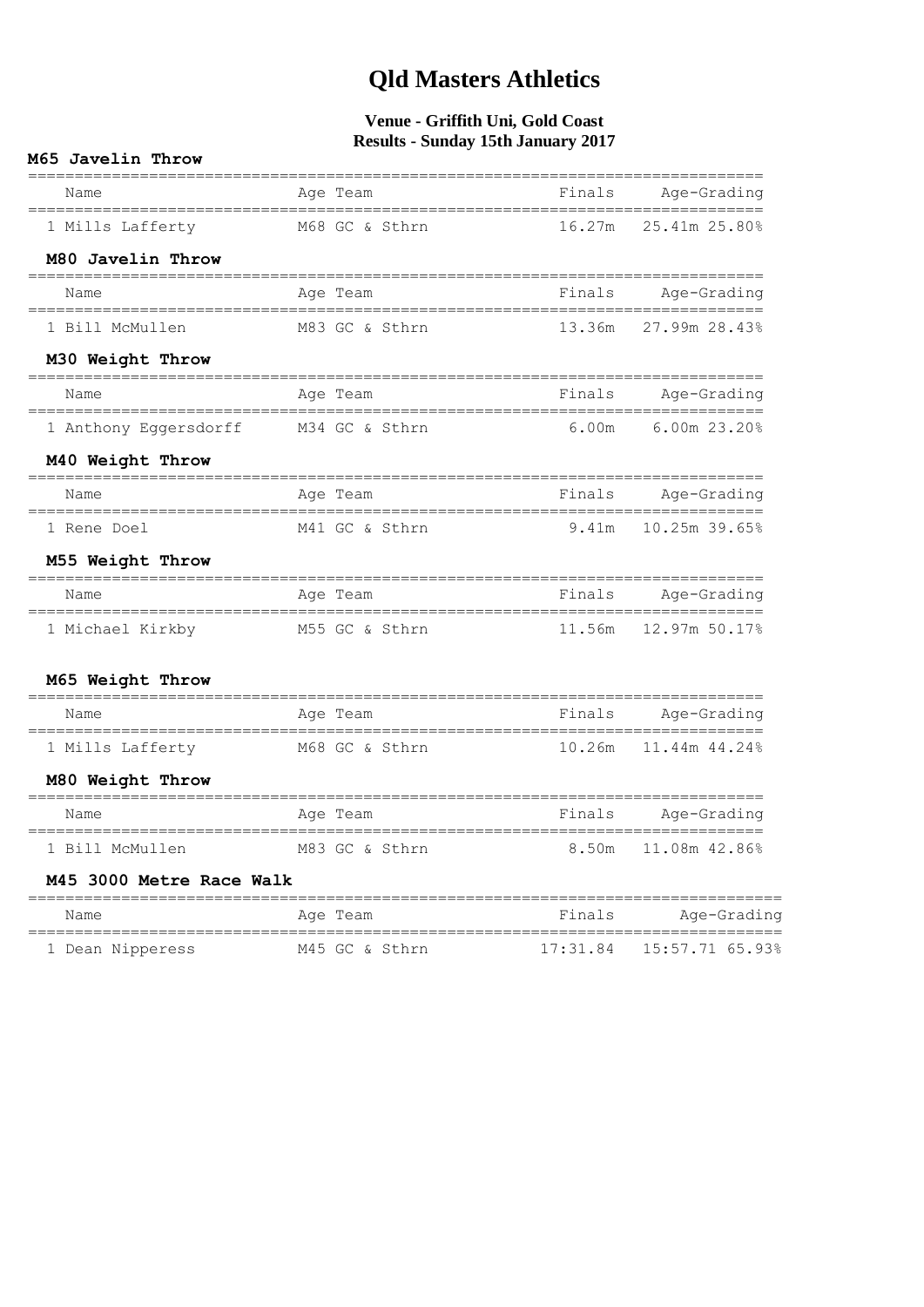# Qld Masters Athletics

**Venue - Griffith Uni, Gold Coast**
**Results - Sunday 15th January 2017**

### M65 Javelin Throw

| Name | Age | Team | Finals | Age-Grading |
|---|---|---|---|---|
| 1 Mills Lafferty | M68 | GC & Sthrn | 16.27m | 25.41m 25.80% |

### M80 Javelin Throw

| Name | Age | Team | Finals | Age-Grading |
|---|---|---|---|---|
| 1 Bill McMullen | M83 | GC & Sthrn | 13.36m | 27.99m 28.43% |

### M30 Weight Throw

| Name | Age | Team | Finals | Age-Grading |
|---|---|---|---|---|
| 1 Anthony Eggersdorff | M34 | GC & Sthrn | 6.00m | 6.00m 23.20% |

### M40 Weight Throw

| Name | Age | Team | Finals | Age-Grading |
|---|---|---|---|---|
| 1 Rene Doel | M41 | GC & Sthrn | 9.41m | 10.25m 39.65% |

### M55 Weight Throw

| Name | Age | Team | Finals | Age-Grading |
|---|---|---|---|---|
| 1 Michael Kirkby | M55 | GC & Sthrn | 11.56m | 12.97m 50.17% |

### M65 Weight Throw

| Name | Age | Team | Finals | Age-Grading |
|---|---|---|---|---|
| 1 Mills Lafferty | M68 | GC & Sthrn | 10.26m | 11.44m 44.24% |

### M80 Weight Throw

| Name | Age | Team | Finals | Age-Grading |
|---|---|---|---|---|
| 1 Bill McMullen | M83 | GC & Sthrn | 8.50m | 11.08m 42.86% |

### M45 3000 Metre Race Walk

| Name | Age | Team | Finals | Age-Grading |
|---|---|---|---|---|
| 1 Dean Nipperess | M45 | GC & Sthrn | 17:31.84 | 15:57.71 65.93% |